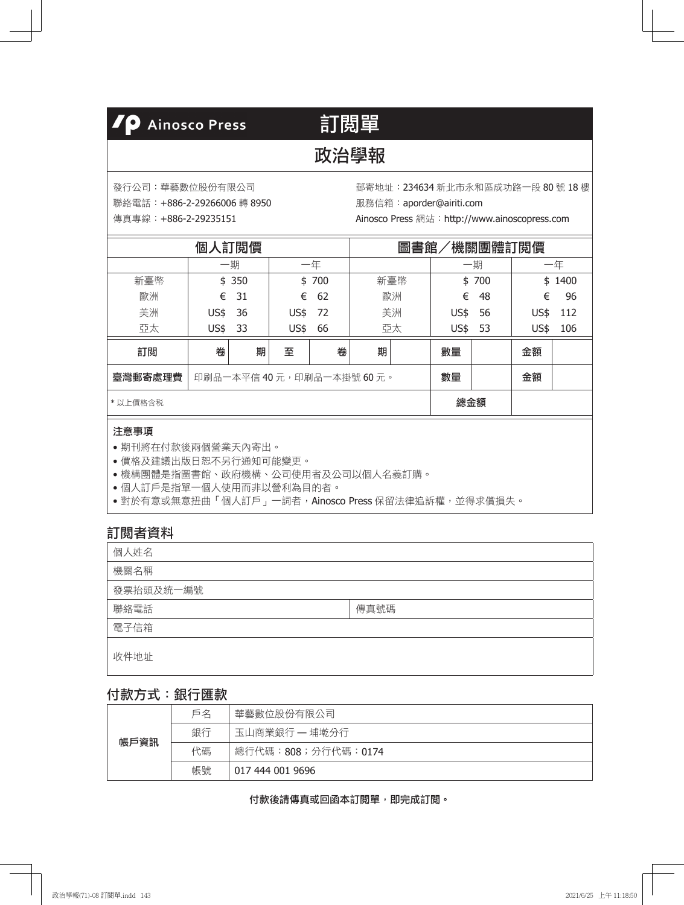# Ainosco Press 訂閱單

## 政治學報

發行公司：華藝數位股份有限公司
聯絡電話：+886-2-29266006 轉 8950
傳真專線：+886-2-29235151

郵寄地址：234634 新北市永和區成功路一段 80 號 18 樓
服務信箱：aporder@airiti.com
Ainosco Press 網站：http://www.ainoscopress.com

| 個人訂閱價 | | | 圖書館／機關團體訂閱價 | | |
|---|---|---|---|---|---|
| | 一期 | 一年 | | 一期 | 一年 |
| 新臺幣 | $ 350 | $ 700 | 新臺幣 | $ 700 | $ 1400 |
| 歐洲 | € 31 | € 62 | 歐洲 | € 48 | € 96 |
| 美洲 | US$ 36 | US$ 72 | 美洲 | US$ 56 | US$ 112 |
| 亞太 | US$ 33 | US$ 66 | 亞太 | US$ 53 | US$ 106 |

| 訂閱 | 卷 | 期 | 至 | 卷 | 期 | | 數量 | | 金額 | |
|---|---|---|---|---|---|---|---|---|---|---|
| 臺灣郵寄處理費 | 印刷品一本平信 40 元，印刷品一本掛號 60 元。 | | | | | | 數量 | | 金額 | |
| * 以上價格含稅 | | | | | | | 總金額 | | | |

**注意事項**

- 期刊將在付款後兩個營業天內寄出。
- 價格及建議出版日恕不另行通知可能變更。
- 機構團體是指圖書館、政府機構、公司使用者及公司以個人名義訂購。
- 個人訂戶是指單一個人使用而非以營利為目的者。
- 對於有意或無意扭曲「個人訂戶」一詞者，Ainosco Press 保留法律追訴權，並得求償損失。

## 訂閱者資料

| 個人姓名 | |
|---|---|
| 機關名稱 | |
| 發票抬頭及統一編號 | |
| 聯絡電話 | 傳真號碼 |
| 電子信箱 | |
| 收件地址 | |

## 付款方式：銀行匯款

| 帳戶資訊 | | |
|---|---|---|
| | 戶名 | 華藝數位股份有限公司 |
| | 銀行 | 玉山商業銀行 — 埔墘分行 |
| | 代碼 | 總行代碼：808；分行代碼：0174 |
| | 帳號 | 017 444 001 9696 |

**付款後請傳真或回函本訂閱單，即完成訂閱。**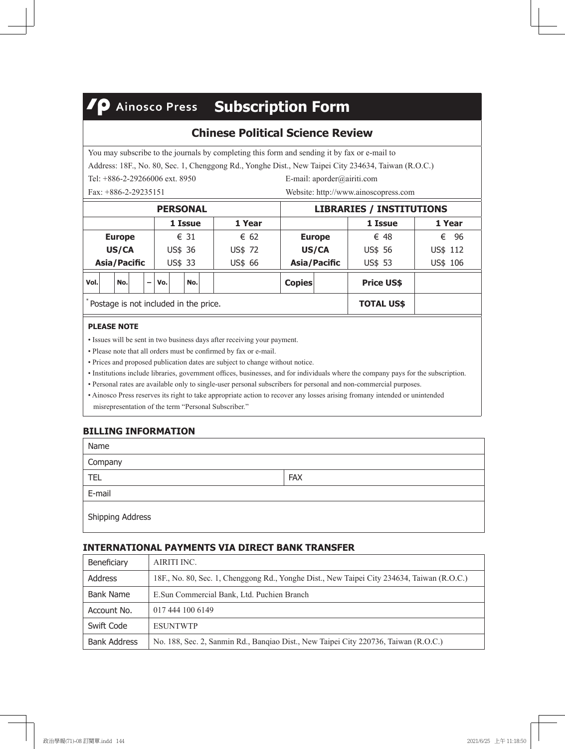# Ainosco Press Subscription Form

## Chinese Political Science Review

You may subscribe to the journals by completing this form and sending it by fax or e-mail to

Address: 18F., No. 80, Sec. 1, Chenggong Rd., Yonghe Dist., New Taipei City 234634, Taiwan (R.O.C.)

Tel: +886-2-29266006 ext. 8950 E-mail: aporder@airiti.com

Fax: +886-2-29235151 Website: http://www.ainoscopress.com

| PERSONAL | | | LIBRARIES / INSTITUTIONS | | |
|---|---|---|---|---|---|
| | 1 Issue | 1 Year | | 1 Issue | 1 Year |
| **Europe** | € 31 | € 62 | **Europe** | € 48 | € 96 |
| **US/CA** | US$ 36 | US$ 72 | **US/CA** | US$ 56 | US$ 112 |
| **Asia/Pacific** | US$ 33 | US$ 66 | **Asia/Pacific** | US$ 53 | US$ 106 |

| | | | | | |
|---|---|---|---|---|---|
| Vol. No. – Vo. No. | | **Copies** | | **Price US$** | |
| * Postage is not included in the price. | | | | **TOTAL US$** | |

**PLEASE NOTE**

- Issues will be sent in two business days after receiving your payment.
- Please note that all orders must be confirmed by fax or e-mail.
- Prices and proposed publication dates are subject to change without notice.
- Institutions include libraries, government offices, businesses, and for individuals where the company pays for the subscription.
- Personal rates are available only to single-user personal subscribers for personal and non-commercial purposes.
- Ainosco Press reserves its right to take appropriate action to recover any losses arising fromany intended or unintended misrepresentation of the term "Personal Subscriber."

### BILLING INFORMATION

| | |
|---|---|
| Name | |
| Company | |
| TEL | FAX |
| E-mail | |
| Shipping Address | |

### INTERNATIONAL PAYMENTS VIA DIRECT BANK TRANSFER

| | |
|---|---|
| Beneficiary | AIRITI INC. |
| Address | 18F., No. 80, Sec. 1, Chenggong Rd., Yonghe Dist., New Taipei City 234634, Taiwan (R.O.C.) |
| Bank Name | E.Sun Commercial Bank, Ltd. Puchien Branch |
| Account No. | 017 444 100 6149 |
| Swift Code | ESUNTWTP |
| Bank Address | No. 188, Sec. 2, Sanmin Rd., Banqiao Dist., New Taipei City 220736, Taiwan (R.O.C.) |